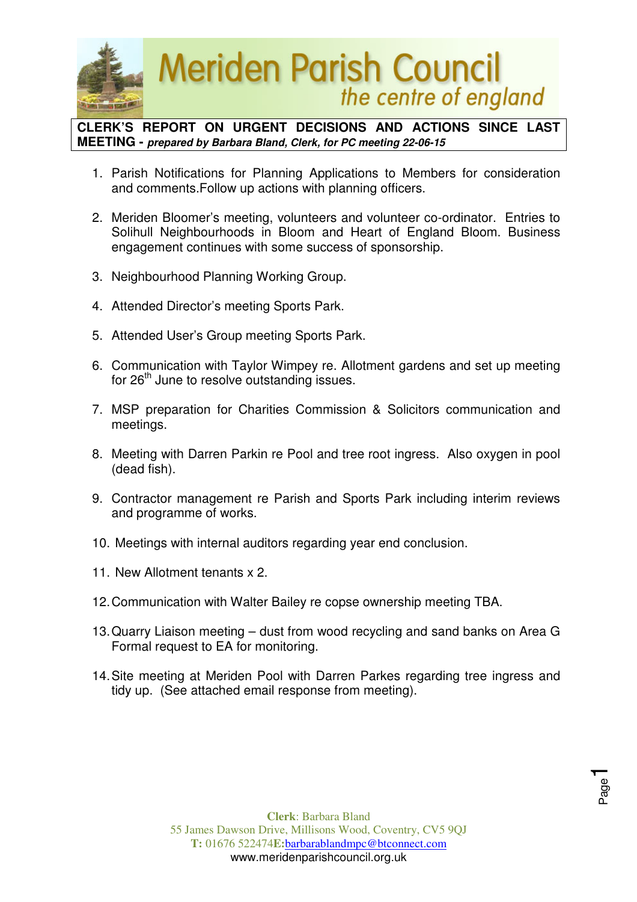# Meriden Parish Council

*the centre of england*

**CLERK'S REPORT ON URGENT DECISIONS AND ACTIONS SINCE LAST MEETING -** ***prepared by Barbara Bland, Clerk, for PC meeting 22-06-15***

1. Parish Notifications for Planning Applications to Members for consideration and comments.Follow up actions with planning officers.
2. Meriden Bloomer's meeting, volunteers and volunteer co-ordinator. Entries to Solihull Neighbourhoods in Bloom and Heart of England Bloom. Business engagement continues with some success of sponsorship.
3. Neighbourhood Planning Working Group.
4. Attended Director's meeting Sports Park.
5. Attended User's Group meeting Sports Park.
6. Communication with Taylor Wimpey re. Allotment gardens and set up meeting for 26th June to resolve outstanding issues.
7. MSP preparation for Charities Commission & Solicitors communication and meetings.
8. Meeting with Darren Parkin re Pool and tree root ingress. Also oxygen in pool (dead fish).
9. Contractor management re Parish and Sports Park including interim reviews and programme of works.
10. Meetings with internal auditors regarding year end conclusion.
11. New Allotment tenants x 2.
12. Communication with Walter Bailey re copse ownership meeting TBA.
13. Quarry Liaison meeting – dust from wood recycling and sand banks on Area G Formal request to EA for monitoring.
14. Site meeting at Meriden Pool with Darren Parkes regarding tree ingress and tidy up. (See attached email response from meeting).

**Clerk**: Barbara Bland
55 James Dawson Drive, Millisons Wood, Coventry, CV5 9QJ
**T:** 01676 522474 **E:** barbarablandmpc@btconnect.com
www.meridenparishcouncil.org.uk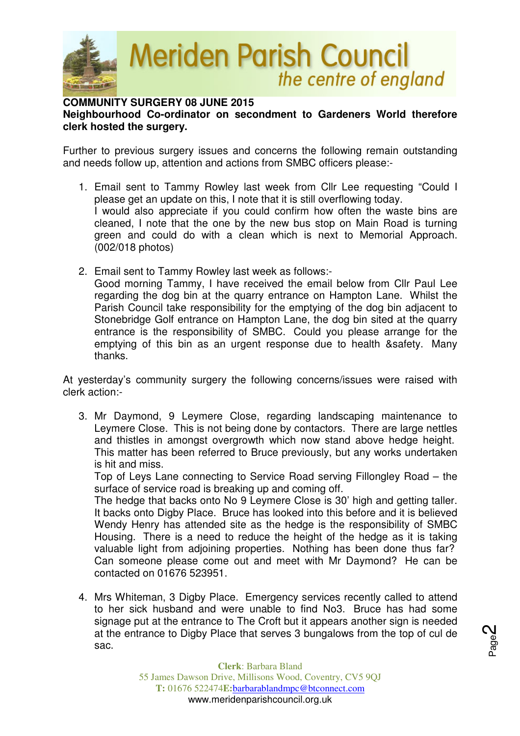# Meriden Parish Council

*the centre of england*

**COMMUNITY SURGERY 08 JUNE 2015**

**Neighbourhood Co-ordinator on secondment to Gardeners World therefore clerk hosted the surgery.**

Further to previous surgery issues and concerns the following remain outstanding and needs follow up, attention and actions from SMBC officers please:-

1. Email sent to Tammy Rowley last week from Cllr Lee requesting "Could I please get an update on this, I note that it is still overflowing today.
   I would also appreciate if you could confirm how often the waste bins are cleaned, I note that the one by the new bus stop on Main Road is turning green and could do with a clean which is next to Memorial Approach. (002/018 photos)

2. Email sent to Tammy Rowley last week as follows:-
   Good morning Tammy, I have received the email below from Cllr Paul Lee regarding the dog bin at the quarry entrance on Hampton Lane. Whilst the Parish Council take responsibility for the emptying of the dog bin adjacent to Stonebridge Golf entrance on Hampton Lane, the dog bin sited at the quarry entrance is the responsibility of SMBC. Could you please arrange for the emptying of this bin as an urgent response due to health &safety. Many thanks.

At yesterday's community surgery the following concerns/issues were raised with clerk action:-

3. Mr Daymond, 9 Leymere Close, regarding landscaping maintenance to Leymere Close. This is not being done by contactors. There are large nettles and thistles in amongst overgrowth which now stand above hedge height. This matter has been referred to Bruce previously, but any works undertaken is hit and miss.
   Top of Leys Lane connecting to Service Road serving Fillongley Road – the surface of service road is breaking up and coming off.
   The hedge that backs onto No 9 Leymere Close is 30' high and getting taller. It backs onto Digby Place. Bruce has looked into this before and it is believed Wendy Henry has attended site as the hedge is the responsibility of SMBC Housing. There is a need to reduce the height of the hedge as it is taking valuable light from adjoining properties. Nothing has been done thus far? Can someone please come out and meet with Mr Daymond? He can be contacted on 01676 523951.

4. Mrs Whiteman, 3 Digby Place. Emergency services recently called to attend to her sick husband and were unable to find No3. Bruce has had some signage put at the entrance to The Croft but it appears another sign is needed at the entrance to Digby Place that serves 3 bungalows from the top of cul de sac.

**Clerk**: Barbara Bland
55 James Dawson Drive, Millisons Wood, Coventry, CV5 9QJ
**T:** 01676 522474**E:**barbarablandmpc@btconnect.com
www.meridenparishcouncil.org.uk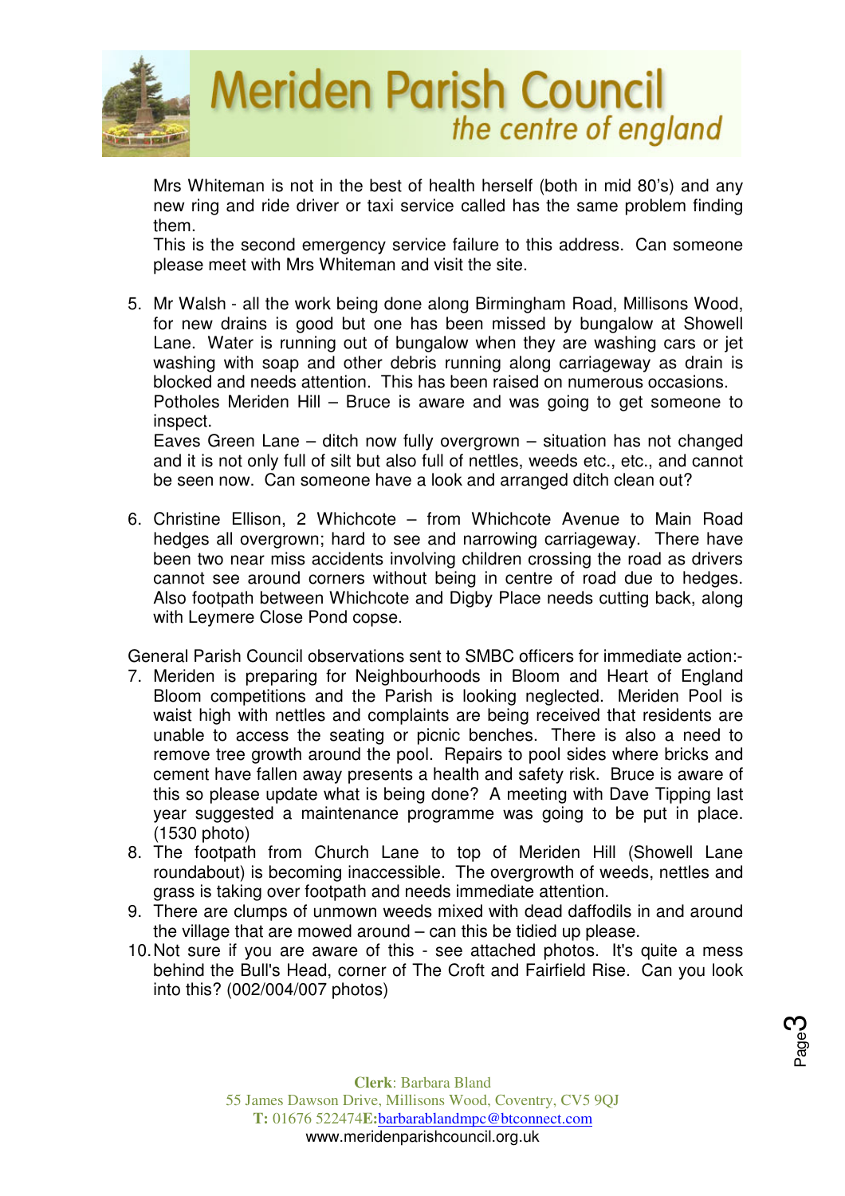Mrs Whiteman is not in the best of health herself (both in mid 80's) and any new ring and ride driver or taxi service called has the same problem finding them.
This is the second emergency service failure to this address. Can someone please meet with Mrs Whiteman and visit the site.

5. Mr Walsh - all the work being done along Birmingham Road, Millisons Wood, for new drains is good but one has been missed by bungalow at Showell Lane. Water is running out of bungalow when they are washing cars or jet washing with soap and other debris running along carriageway as drain is blocked and needs attention. This has been raised on numerous occasions.
   Potholes Meriden Hill – Bruce is aware and was going to get someone to inspect.
   Eaves Green Lane – ditch now fully overgrown – situation has not changed and it is not only full of silt but also full of nettles, weeds etc., etc., and cannot be seen now. Can someone have a look and arranged ditch clean out?

6. Christine Ellison, 2 Whichcote – from Whichcote Avenue to Main Road hedges all overgrown; hard to see and narrowing carriageway. There have been two near miss accidents involving children crossing the road as drivers cannot see around corners without being in centre of road due to hedges. Also footpath between Whichcote and Digby Place needs cutting back, along with Leymere Close Pond copse.

General Parish Council observations sent to SMBC officers for immediate action:-

7. Meriden is preparing for Neighbourhoods in Bloom and Heart of England Bloom competitions and the Parish is looking neglected. Meriden Pool is waist high with nettles and complaints are being received that residents are unable to access the seating or picnic benches. There is also a need to remove tree growth around the pool. Repairs to pool sides where bricks and cement have fallen away presents a health and safety risk. Bruce is aware of this so please update what is being done? A meeting with Dave Tipping last year suggested a maintenance programme was going to be put in place. (1530 photo)
8. The footpath from Church Lane to top of Meriden Hill (Showell Lane roundabout) is becoming inaccessible. The overgrowth of weeds, nettles and grass is taking over footpath and needs immediate attention.
9. There are clumps of unmown weeds mixed with dead daffodils in and around the village that are mowed around – can this be tidied up please.
10. Not sure if you are aware of this - see attached photos. It's quite a mess behind the Bull's Head, corner of The Croft and Fairfield Rise. Can you look into this? (002/004/007 photos)